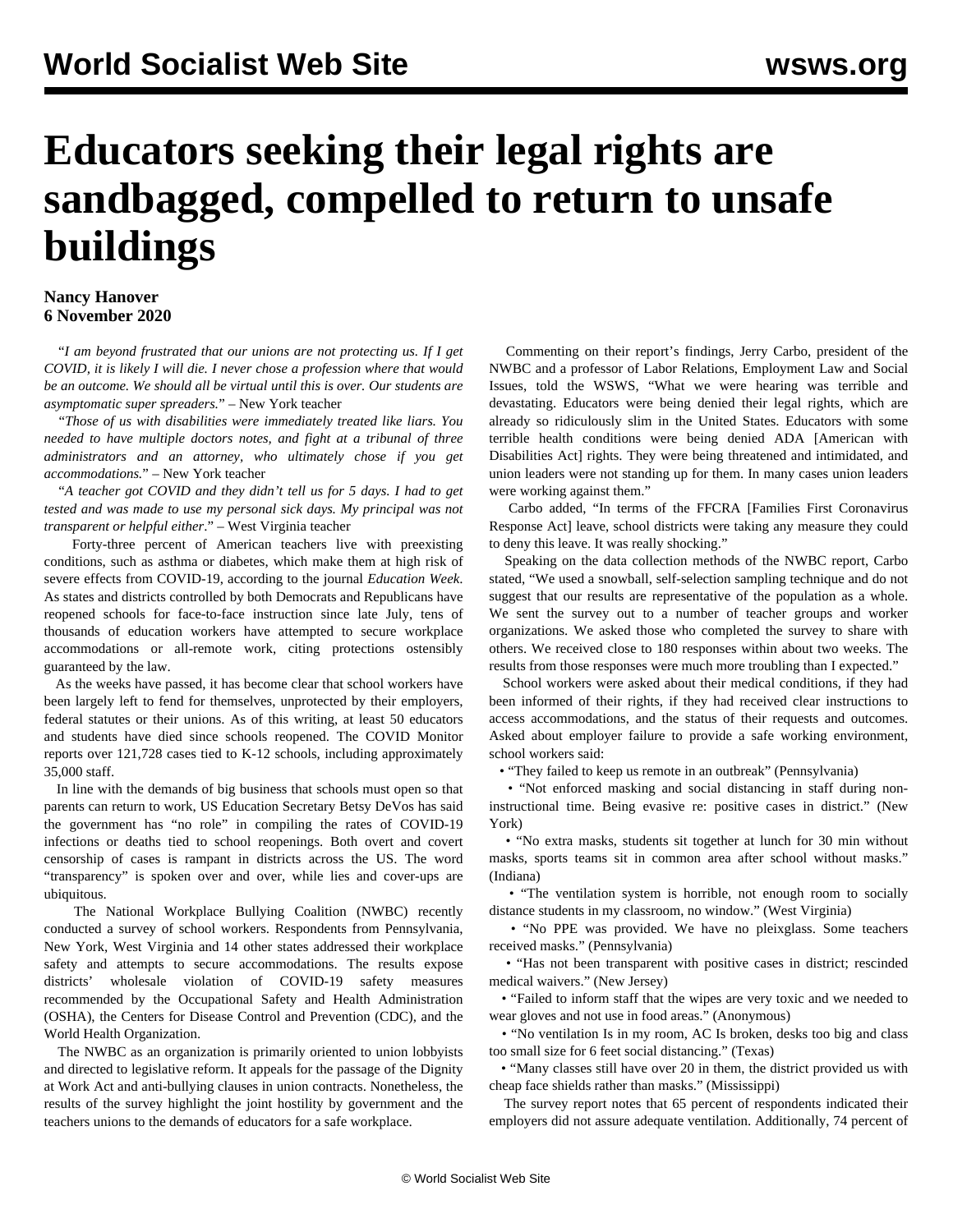# Educators seeking their legal rights are sandbagged, compelled to return to unsafe buildings

**Nancy Hanover**
**6 November 2020**

*"I am beyond frustrated that our unions are not protecting us. If I get COVID, it is likely I will die. I never chose a profession where that would be an outcome. We should all be virtual until this is over. Our students are asymptomatic super spreaders."* – New York teacher

*"Those of us with disabilities were immediately treated like liars. You needed to have multiple doctors notes, and fight at a tribunal of three administrators and an attorney, who ultimately chose if you get accommodations."* – New York teacher

*"A teacher got COVID and they didn't tell us for 5 days. I had to get tested and was made to use my personal sick days. My principal was not transparent or helpful either."* – West Virginia teacher

Forty-three percent of American teachers live with preexisting conditions, such as asthma or diabetes, which make them at high risk of severe effects from COVID-19, according to the journal *Education Week*. As states and districts controlled by both Democrats and Republicans have reopened schools for face-to-face instruction since late July, tens of thousands of education workers have attempted to secure workplace accommodations or all-remote work, citing protections ostensibly guaranteed by the law.

As the weeks have passed, it has become clear that school workers have been largely left to fend for themselves, unprotected by their employers, federal statutes or their unions. As of this writing, at least 50 educators and students have died since schools reopened. The COVID Monitor reports over 121,728 cases tied to K-12 schools, including approximately 35,000 staff.

In line with the demands of big business that schools must open so that parents can return to work, US Education Secretary Betsy DeVos has said the government has "no role" in compiling the rates of COVID-19 infections or deaths tied to school reopenings. Both overt and covert censorship of cases is rampant in districts across the US. The word "transparency" is spoken over and over, while lies and cover-ups are ubiquitous.

The National Workplace Bullying Coalition (NWBC) recently conducted a survey of school workers. Respondents from Pennsylvania, New York, West Virginia and 14 other states addressed their workplace safety and attempts to secure accommodations. The results expose districts' wholesale violation of COVID-19 safety measures recommended by the Occupational Safety and Health Administration (OSHA), the Centers for Disease Control and Prevention (CDC), and the World Health Organization.

The NWBC as an organization is primarily oriented to union lobbyists and directed to legislative reform. It appeals for the passage of the Dignity at Work Act and anti-bullying clauses in union contracts. Nonetheless, the results of the survey highlight the joint hostility by government and the teachers unions to the demands of educators for a safe workplace.

Commenting on their report's findings, Jerry Carbo, president of the NWBC and a professor of Labor Relations, Employment Law and Social Issues, told the WSWS, "What we were hearing was terrible and devastating. Educators were being denied their legal rights, which are already so ridiculously slim in the United States. Educators with some terrible health conditions were being denied ADA [American with Disabilities Act] rights. They were being threatened and intimidated, and union leaders were not standing up for them. In many cases union leaders were working against them."

Carbo added, "In terms of the FFCRA [Families First Coronavirus Response Act] leave, school districts were taking any measure they could to deny this leave. It was really shocking."

Speaking on the data collection methods of the NWBC report, Carbo stated, "We used a snowball, self-selection sampling technique and do not suggest that our results are representative of the population as a whole. We sent the survey out to a number of teacher groups and worker organizations. We asked those who completed the survey to share with others. We received close to 180 responses within about two weeks. The results from those responses were much more troubling than I expected."

School workers were asked about their medical conditions, if they had been informed of their rights, if they had received clear instructions to access accommodations, and the status of their requests and outcomes. Asked about employer failure to provide a safe working environment, school workers said:

- "They failed to keep us remote in an outbreak" (Pennsylvania)
- "Not enforced masking and social distancing in staff during non-instructional time. Being evasive re: positive cases in district." (New York)
- "No extra masks, students sit together at lunch for 30 min without masks, sports teams sit in common area after school without masks." (Indiana)
- "The ventilation system is horrible, not enough room to socially distance students in my classroom, no window." (West Virginia)
- "No PPE was provided. We have no pleixglass. Some teachers received masks." (Pennsylvania)
- "Has not been transparent with positive cases in district; rescinded medical waivers." (New Jersey)
- "Failed to inform staff that the wipes are very toxic and we needed to wear gloves and not use in food areas." (Anonymous)
- "No ventilation Is in my room, AC Is broken, desks too big and class too small size for 6 feet social distancing." (Texas)
- "Many classes still have over 20 in them, the district provided us with cheap face shields rather than masks." (Mississippi)

The survey report notes that 65 percent of respondents indicated their employers did not assure adequate ventilation. Additionally, 74 percent of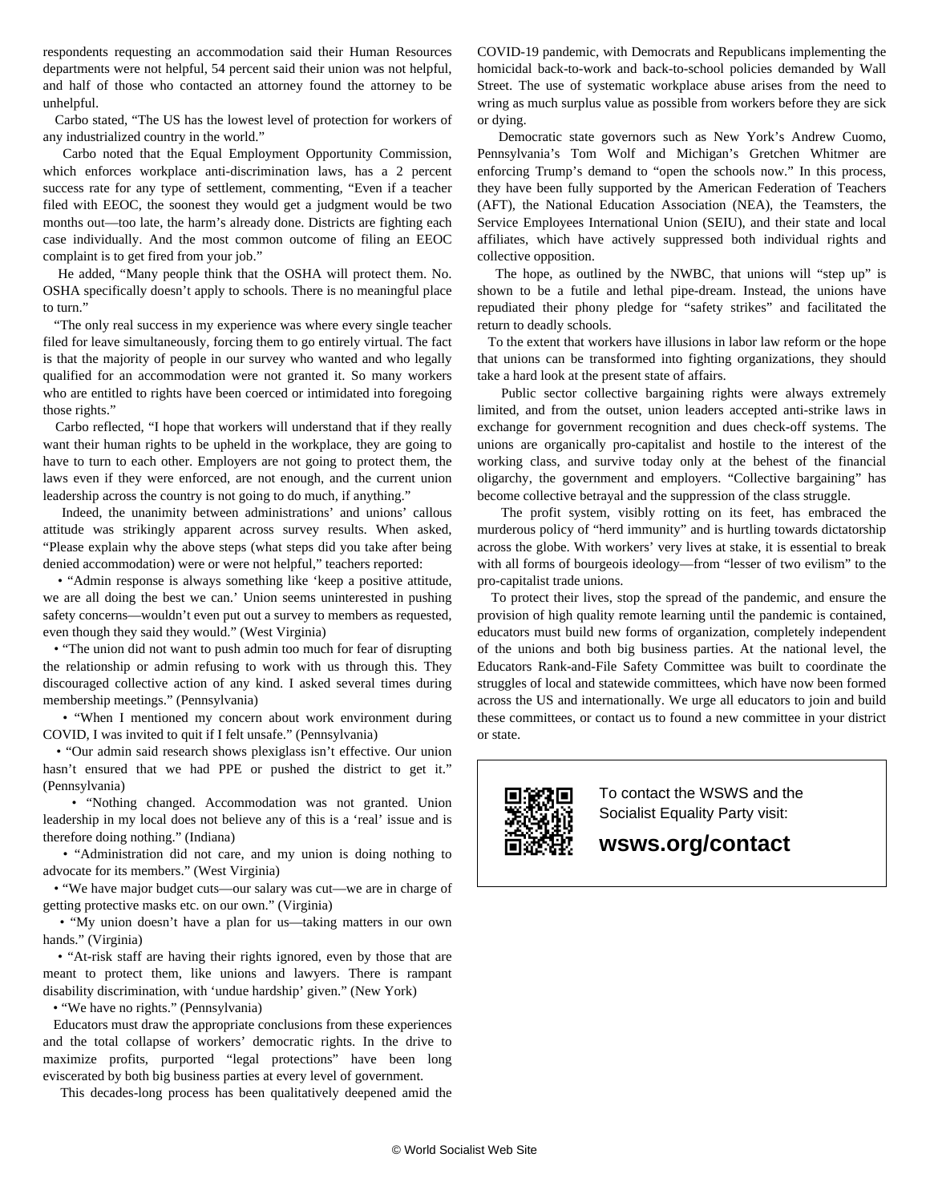respondents requesting an accommodation said their Human Resources departments were not helpful, 54 percent said their union was not helpful, and half of those who contacted an attorney found the attorney to be unhelpful.

Carbo stated, "The US has the lowest level of protection for workers of any industrialized country in the world."

Carbo noted that the Equal Employment Opportunity Commission, which enforces workplace anti-discrimination laws, has a 2 percent success rate for any type of settlement, commenting, "Even if a teacher filed with EEOC, the soonest they would get a judgment would be two months out—too late, the harm's already done. Districts are fighting each case individually. And the most common outcome of filing an EEOC complaint is to get fired from your job."

He added, "Many people think that the OSHA will protect them. No. OSHA specifically doesn't apply to schools. There is no meaningful place to turn."

"The only real success in my experience was where every single teacher filed for leave simultaneously, forcing them to go entirely virtual. The fact is that the majority of people in our survey who wanted and who legally qualified for an accommodation were not granted it. So many workers who are entitled to rights have been coerced or intimidated into foregoing those rights."

Carbo reflected, "I hope that workers will understand that if they really want their human rights to be upheld in the workplace, they are going to have to turn to each other. Employers are not going to protect them, the laws even if they were enforced, are not enough, and the current union leadership across the country is not going to do much, if anything."

Indeed, the unanimity between administrations' and unions' callous attitude was strikingly apparent across survey results. When asked, "Please explain why the above steps (what steps did you take after being denied accommodation) were or were not helpful," teachers reported:

- "Admin response is always something like 'keep a positive attitude, we are all doing the best we can.' Union seems uninterested in pushing safety concerns—wouldn't even put out a survey to members as requested, even though they said they would." (West Virginia)
- "The union did not want to push admin too much for fear of disrupting the relationship or admin refusing to work with us through this. They discouraged collective action of any kind. I asked several times during membership meetings." (Pennsylvania)
- "When I mentioned my concern about work environment during COVID, I was invited to quit if I felt unsafe." (Pennsylvania)
- "Our admin said research shows plexiglass isn't effective. Our union hasn't ensured that we had PPE or pushed the district to get it." (Pennsylvania)
- "Nothing changed. Accommodation was not granted. Union leadership in my local does not believe any of this is a 'real' issue and is therefore doing nothing." (Indiana)
- "Administration did not care, and my union is doing nothing to advocate for its members." (West Virginia)
- "We have major budget cuts—our salary was cut—we are in charge of getting protective masks etc. on our own." (Virginia)
- "My union doesn't have a plan for us—taking matters in our own hands." (Virginia)
- "At-risk staff are having their rights ignored, even by those that are meant to protect them, like unions and lawyers. There is rampant disability discrimination, with 'undue hardship' given." (New York)
- "We have no rights." (Pennsylvania)

Educators must draw the appropriate conclusions from these experiences and the total collapse of workers' democratic rights. In the drive to maximize profits, purported "legal protections" have been long eviscerated by both big business parties at every level of government.

This decades-long process has been qualitatively deepened amid the COVID-19 pandemic, with Democrats and Republicans implementing the homicidal back-to-work and back-to-school policies demanded by Wall Street. The use of systematic workplace abuse arises from the need to wring as much surplus value as possible from workers before they are sick or dying.

Democratic state governors such as New York's Andrew Cuomo, Pennsylvania's Tom Wolf and Michigan's Gretchen Whitmer are enforcing Trump's demand to "open the schools now." In this process, they have been fully supported by the American Federation of Teachers (AFT), the National Education Association (NEA), the Teamsters, the Service Employees International Union (SEIU), and their state and local affiliates, which have actively suppressed both individual rights and collective opposition.

The hope, as outlined by the NWBC, that unions will "step up" is shown to be a futile and lethal pipe-dream. Instead, the unions have repudiated their phony pledge for "safety strikes" and facilitated the return to deadly schools.

To the extent that workers have illusions in labor law reform or the hope that unions can be transformed into fighting organizations, they should take a hard look at the present state of affairs.

Public sector collective bargaining rights were always extremely limited, and from the outset, union leaders accepted anti-strike laws in exchange for government recognition and dues check-off systems. The unions are organically pro-capitalist and hostile to the interest of the working class, and survive today only at the behest of the financial oligarchy, the government and employers. "Collective bargaining" has become collective betrayal and the suppression of the class struggle.

The profit system, visibly rotting on its feet, has embraced the murderous policy of "herd immunity" and is hurtling towards dictatorship across the globe. With workers' very lives at stake, it is essential to break with all forms of bourgeois ideology—from "lesser of two evilism" to the pro-capitalist trade unions.

To protect their lives, stop the spread of the pandemic, and ensure the provision of high quality remote learning until the pandemic is contained, educators must build new forms of organization, completely independent of the unions and both big business parties. At the national level, the Educators Rank-and-File Safety Committee was built to coordinate the struggles of local and statewide committees, which have now been formed across the US and internationally. We urge all educators to join and build these committees, or contact us to found a new committee in your district or state.

To contact the WSWS and the Socialist Equality Party visit:

**wsws.org/contact**